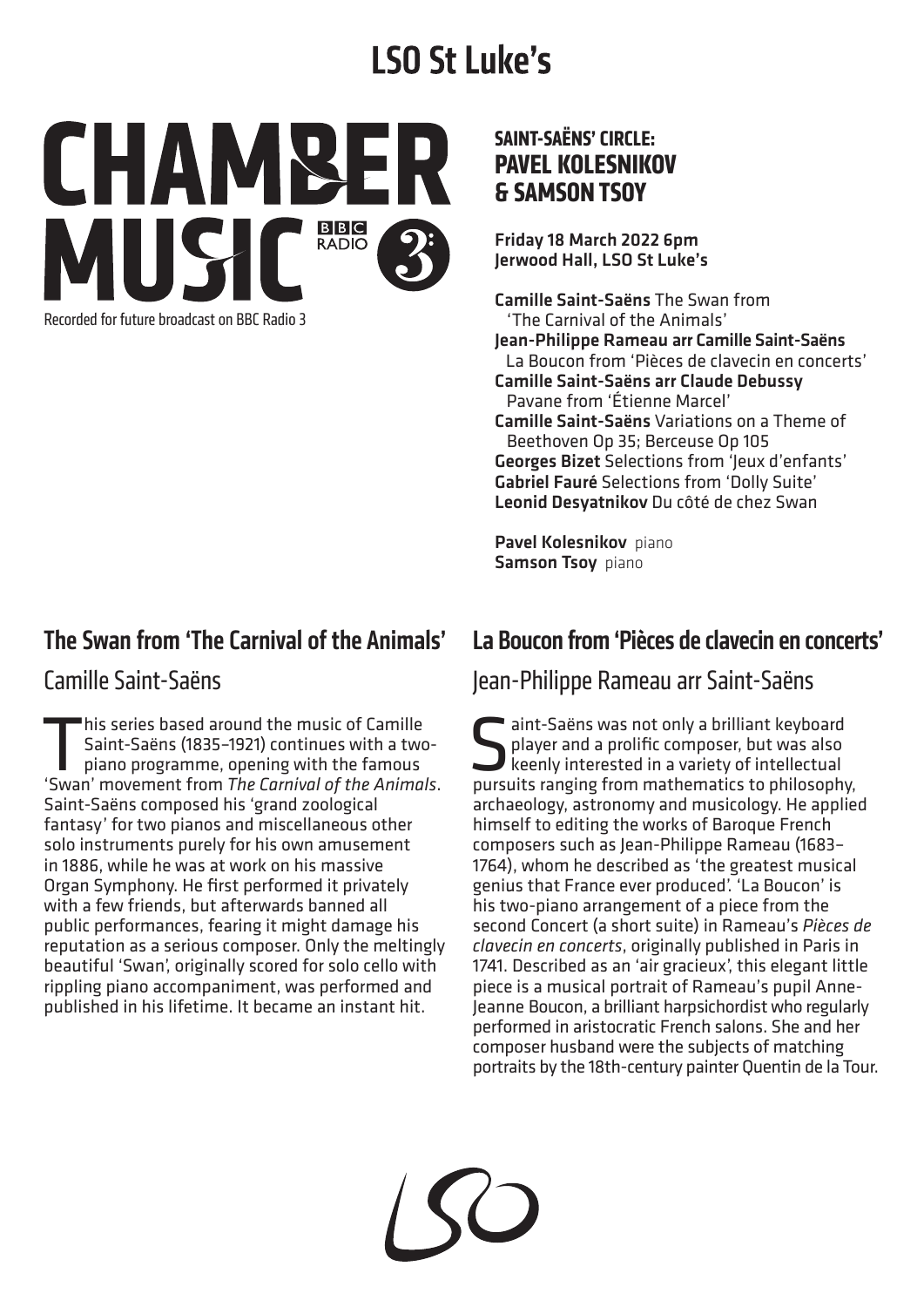# LSO St Luke's

**CHAMBER MUSIC** BBC RADIO 3

Recorded for future broadcast on BBC Radio 3

## SAINT-SAËNS' CIRCLE: PAVEL KOLESNIKOV & SAMSON TSOY

**Friday 18 March 2022 6pm**
**Jerwood Hall, LSO St Luke's**

**Camille Saint-Saëns** The Swan from 'The Carnival of the Animals'
**Jean-Philippe Rameau arr Camille Saint-Saëns** La Boucon from 'Pièces de clavecin en concerts'
**Camille Saint-Saëns arr Claude Debussy** Pavane from 'Étienne Marcel'
**Camille Saint-Saëns** Variations on a Theme of Beethoven Op 35; Berceuse Op 105
**Georges Bizet** Selections from 'Jeux d'enfants'
**Gabriel Fauré** Selections from 'Dolly Suite'
**Leonid Desyatnikov** Du côté de chez Swan

**Pavel Kolesnikov** piano
**Samson Tsoy** piano

## The Swan from 'The Carnival of the Animals'

### Camille Saint-Saëns

This series based around the music of Camille Saint-Saëns (1835–1921) continues with a two-piano programme, opening with the famous 'Swan' movement from *The Carnival of the Animals*. Saint-Saëns composed his 'grand zoological fantasy' for two pianos and miscellaneous other solo instruments purely for his own amusement in 1886, while he was at work on his massive Organ Symphony. He first performed it privately with a few friends, but afterwards banned all public performances, fearing it might damage his reputation as a serious composer. Only the meltingly beautiful 'Swan', originally scored for solo cello with rippling piano accompaniment, was performed and published in his lifetime. It became an instant hit.

## La Boucon from 'Pièces de clavecin en concerts'

### Jean-Philippe Rameau arr Saint-Saëns

Saint-Saëns was not only a brilliant keyboard player and a prolific composer, but was also keenly interested in a variety of intellectual pursuits ranging from mathematics to philosophy, archaeology, astronomy and musicology. He applied himself to editing the works of Baroque French composers such as Jean-Philippe Rameau (1683–1764), whom he described as 'the greatest musical genius that France ever produced'. 'La Boucon' is his two-piano arrangement of a piece from the second Concert (a short suite) in Rameau's *Pièces de clavecin en concerts*, originally published in Paris in 1741. Described as an 'air gracieux', this elegant little piece is a musical portrait of Rameau's pupil Anne-Jeanne Boucon, a brilliant harpsichordist who regularly performed in aristocratic French salons. She and her composer husband were the subjects of matching portraits by the 18th-century painter Quentin de la Tour.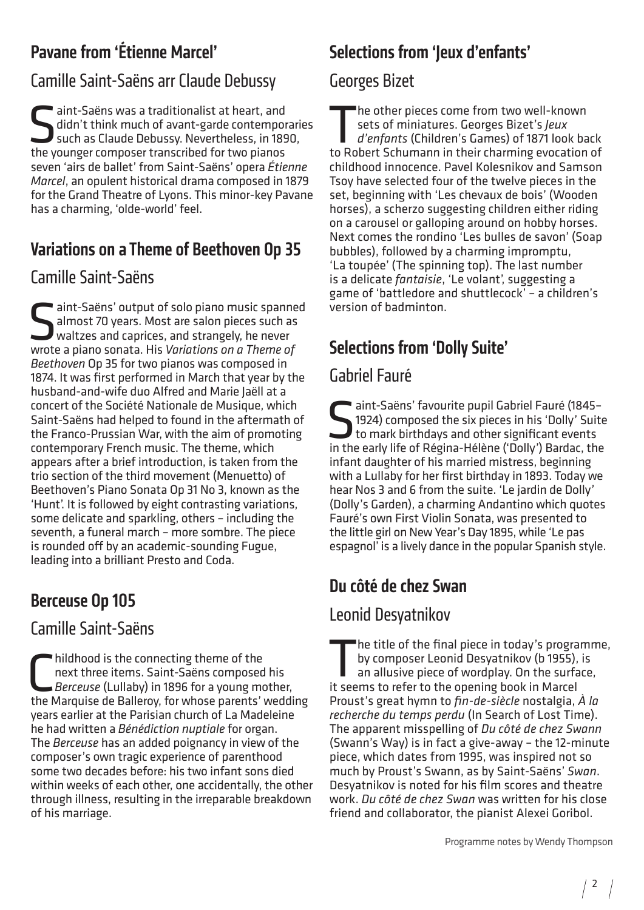## Pavane from 'Étienne Marcel'

### Camille Saint-Saëns arr Claude Debussy

Saint-Saëns was a traditionalist at heart, and didn't think much of avant-garde contemporaries such as Claude Debussy. Nevertheless, in 1890, the younger composer transcribed for two pianos seven 'airs de ballet' from Saint-Saëns' opera *Étienne Marcel*, an opulent historical drama composed in 1879 for the Grand Theatre of Lyons. This minor-key Pavane has a charming, 'olde-world' feel.

## Variations on a Theme of Beethoven Op 35

### Camille Saint-Saëns

Saint-Saëns' output of solo piano music spanned almost 70 years. Most are salon pieces such as waltzes and caprices, and strangely, he never wrote a piano sonata. His *Variations on a Theme of Beethoven* Op 35 for two pianos was composed in 1874. It was first performed in March that year by the husband-and-wife duo Alfred and Marie Jaëll at a concert of the Société Nationale de Musique, which Saint-Saëns had helped to found in the aftermath of the Franco-Prussian War, with the aim of promoting contemporary French music. The theme, which appears after a brief introduction, is taken from the trio section of the third movement (Menuetto) of Beethoven's Piano Sonata Op 31 No 3, known as the 'Hunt'. It is followed by eight contrasting variations, some delicate and sparkling, others – including the seventh, a funeral march – more sombre. The piece is rounded off by an academic-sounding Fugue, leading into a brilliant Presto and Coda.

## Berceuse Op 105

### Camille Saint-Saëns

Childhood is the connecting theme of the next three items. Saint-Saëns composed his *Berceuse* (Lullaby) in 1896 for a young mother, the Marquise de Balleroy, for whose parents' wedding years earlier at the Parisian church of La Madeleine he had written a *Bénédiction nuptiale* for organ. The *Berceuse* has an added poignancy in view of the composer's own tragic experience of parenthood some two decades before: his two infant sons died within weeks of each other, one accidentally, the other through illness, resulting in the irreparable breakdown of his marriage.

## Selections from 'Jeux d'enfants'

### Georges Bizet

The other pieces come from two well-known sets of miniatures. Georges Bizet's *Jeux d'enfants* (Children's Games) of 1871 look back to Robert Schumann in their charming evocation of childhood innocence. Pavel Kolesnikov and Samson Tsoy have selected four of the twelve pieces in the set, beginning with 'Les chevaux de bois' (Wooden horses), a scherzo suggesting children either riding on a carousel or galloping around on hobby horses. Next comes the rondino 'Les bulles de savon' (Soap bubbles), followed by a charming impromptu, 'La toupée' (The spinning top). The last number is a delicate *fantaisie*, 'Le volant', suggesting a game of 'battledore and shuttlecock' – a children's version of badminton.

## Selections from 'Dolly Suite'

### Gabriel Fauré

Saint-Saëns' favourite pupil Gabriel Fauré (1845–1924) composed the six pieces in his 'Dolly' Suite to mark birthdays and other significant events in the early life of Régina-Hélène ('Dolly') Bardac, the infant daughter of his married mistress, beginning with a Lullaby for her first birthday in 1893. Today we hear Nos 3 and 6 from the suite. 'Le jardin de Dolly' (Dolly's Garden), a charming Andantino which quotes Fauré's own First Violin Sonata, was presented to the little girl on New Year's Day 1895, while 'Le pas espagnol' is a lively dance in the popular Spanish style.

## Du côté de chez Swan

### Leonid Desyatnikov

The title of the final piece in today's programme, by composer Leonid Desyatnikov (b 1955), is an allusive piece of wordplay. On the surface, it seems to refer to the opening book in Marcel Proust's great hymn to *fin-de-siècle* nostalgia, *À la recherche du temps perdu* (In Search of Lost Time). The apparent misspelling of *Du côté de chez Swann* (Swann's Way) is in fact a give-away – the 12-minute piece, which dates from 1995, was inspired not so much by Proust's Swann, as by Saint-Saëns' *Swan*. Desyatnikov is noted for his film scores and theatre work. *Du côté de chez Swan* was written for his close friend and collaborator, the pianist Alexei Goribol.

Programme notes by Wendy Thompson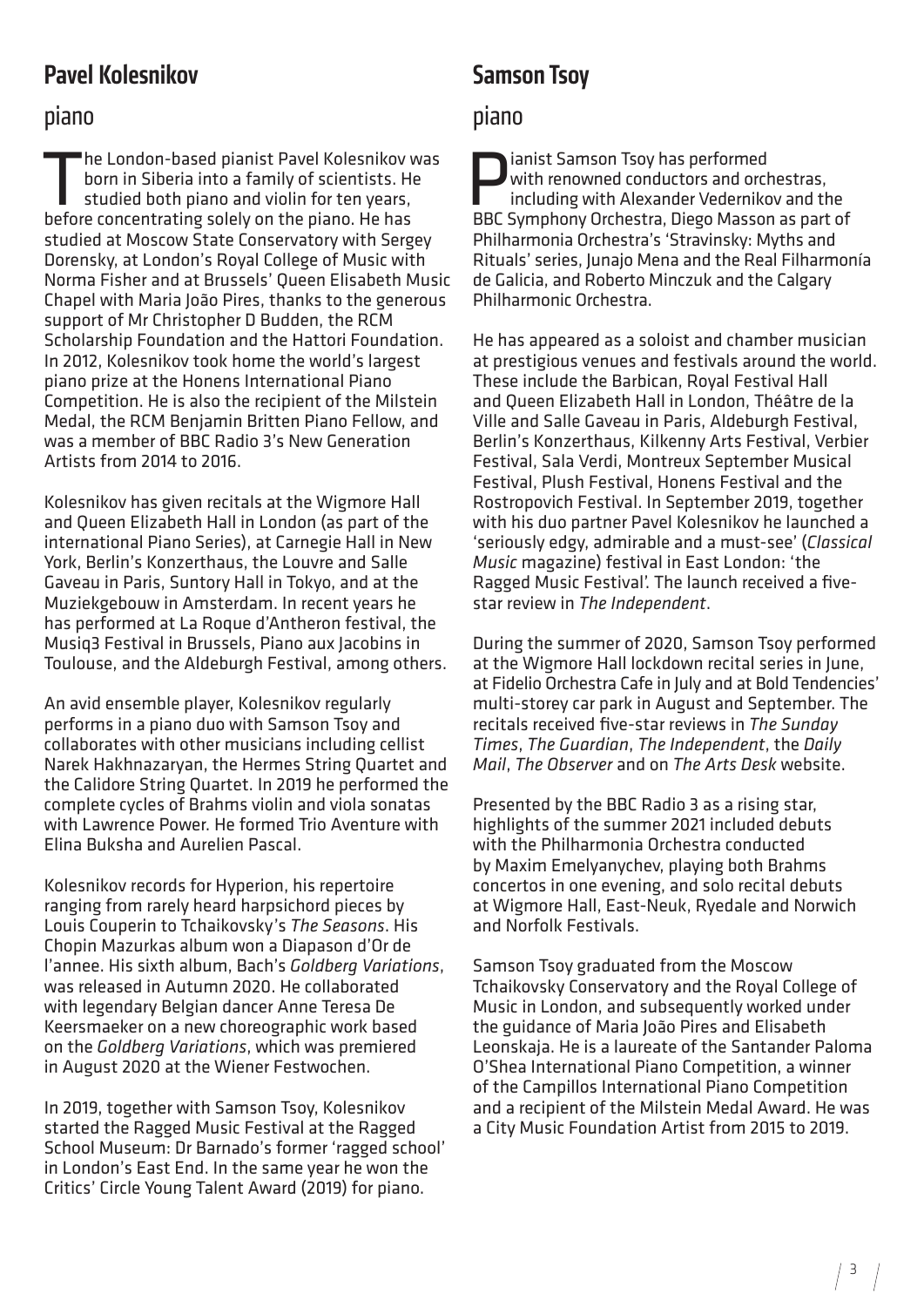## Pavel Kolesnikov

### piano

The London-based pianist Pavel Kolesnikov was born in Siberia into a family of scientists. He studied both piano and violin for ten years, before concentrating solely on the piano. He has studied at Moscow State Conservatory with Sergey Dorensky, at London's Royal College of Music with Norma Fisher and at Brussels' Queen Elisabeth Music Chapel with Maria João Pires, thanks to the generous support of Mr Christopher D Budden, the RCM Scholarship Foundation and the Hattori Foundation. In 2012, Kolesnikov took home the world's largest piano prize at the Honens International Piano Competition. He is also the recipient of the Milstein Medal, the RCM Benjamin Britten Piano Fellow, and was a member of BBC Radio 3's New Generation Artists from 2014 to 2016.

Kolesnikov has given recitals at the Wigmore Hall and Queen Elizabeth Hall in London (as part of the international Piano Series), at Carnegie Hall in New York, Berlin's Konzerthaus, the Louvre and Salle Gaveau in Paris, Suntory Hall in Tokyo, and at the Muziekgebouw in Amsterdam. In recent years he has performed at La Roque d'Antheron festival, the Musiq3 Festival in Brussels, Piano aux Jacobins in Toulouse, and the Aldeburgh Festival, among others.

An avid ensemble player, Kolesnikov regularly performs in a piano duo with Samson Tsoy and collaborates with other musicians including cellist Narek Hakhnazaryan, the Hermes String Quartet and the Calidore String Quartet. In 2019 he performed the complete cycles of Brahms violin and viola sonatas with Lawrence Power. He formed Trio Aventure with Elina Buksha and Aurelien Pascal.

Kolesnikov records for Hyperion, his repertoire ranging from rarely heard harpsichord pieces by Louis Couperin to Tchaikovsky's *The Seasons*. His Chopin Mazurkas album won a Diapason d'Or de l'annee. His sixth album, Bach's *Goldberg Variations*, was released in Autumn 2020. He collaborated with legendary Belgian dancer Anne Teresa De Keersmaeker on a new choreographic work based on the *Goldberg Variations*, which was premiered in August 2020 at the Wiener Festwochen.

In 2019, together with Samson Tsoy, Kolesnikov started the Ragged Music Festival at the Ragged School Museum: Dr Barnado's former 'ragged school' in London's East End. In the same year he won the Critics' Circle Young Talent Award (2019) for piano.

## Samson Tsoy

### piano

Pianist Samson Tsoy has performed with renowned conductors and orchestras, including with Alexander Vedernikov and the BBC Symphony Orchestra, Diego Masson as part of Philharmonia Orchestra's 'Stravinsky: Myths and Rituals' series, Junajo Mena and the Real Filharmonía de Galicia, and Roberto Minczuk and the Calgary Philharmonic Orchestra.

He has appeared as a soloist and chamber musician at prestigious venues and festivals around the world. These include the Barbican, Royal Festival Hall and Queen Elizabeth Hall in London, Théâtre de la Ville and Salle Gaveau in Paris, Aldeburgh Festival, Berlin's Konzerthaus, Kilkenny Arts Festival, Verbier Festival, Sala Verdi, Montreux September Musical Festival, Plush Festival, Honens Festival and the Rostropovich Festival. In September 2019, together with his duo partner Pavel Kolesnikov he launched a 'seriously edgy, admirable and a must-see' (*Classical Music* magazine) festival in East London: 'the Ragged Music Festival'. The launch received a five-star review in *The Independent*.

During the summer of 2020, Samson Tsoy performed at the Wigmore Hall lockdown recital series in June, at Fidelio Orchestra Cafe in July and at Bold Tendencies' multi-storey car park in August and September. The recitals received five-star reviews in *The Sunday Times*, *The Guardian*, *The Independent*, the *Daily Mail*, *The Observer* and on *The Arts Desk* website.

Presented by the BBC Radio 3 as a rising star, highlights of the summer 2021 included debuts with the Philharmonia Orchestra conducted by Maxim Emelyanychev, playing both Brahms concertos in one evening, and solo recital debuts at Wigmore Hall, East-Neuk, Ryedale and Norwich and Norfolk Festivals.

Samson Tsoy graduated from the Moscow Tchaikovsky Conservatory and the Royal College of Music in London, and subsequently worked under the guidance of Maria João Pires and Elisabeth Leonskaja. He is a laureate of the Santander Paloma O'Shea International Piano Competition, a winner of the Campillos International Piano Competition and a recipient of the Milstein Medal Award. He was a City Music Foundation Artist from 2015 to 2019.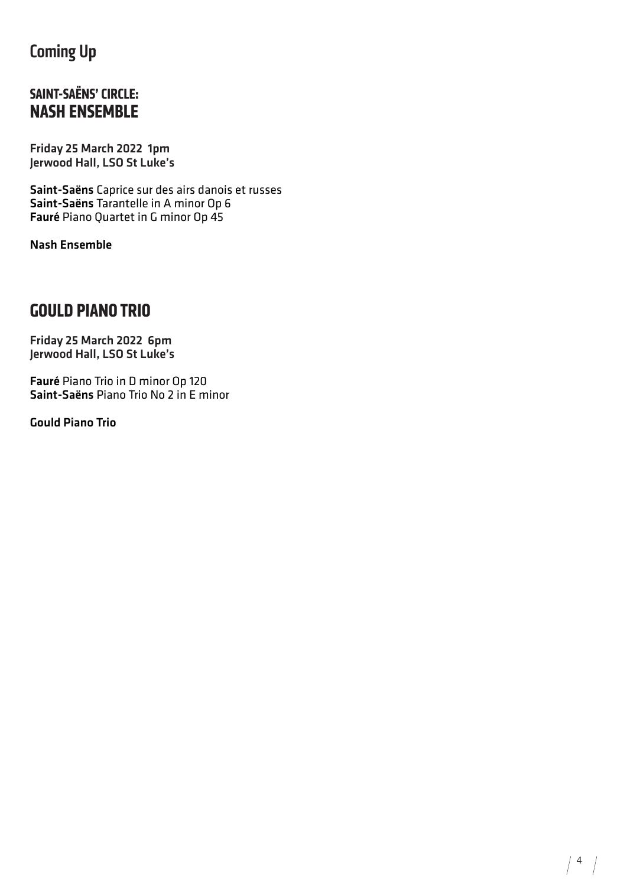# Coming Up

## SAINT-SAËNS' CIRCLE: NASH ENSEMBLE

**Friday 25 March 2022 1pm**
**Jerwood Hall, LSO St Luke's**

**Saint-Saëns** Caprice sur des airs danois et russes
**Saint-Saëns** Tarantelle in A minor Op 6
**Fauré** Piano Quartet in G minor Op 45

**Nash Ensemble**

## GOULD PIANO TRIO

**Friday 25 March 2022 6pm**
**Jerwood Hall, LSO St Luke's**

**Fauré** Piano Trio in D minor Op 120
**Saint-Saëns** Piano Trio No 2 in E minor

**Gould Piano Trio**